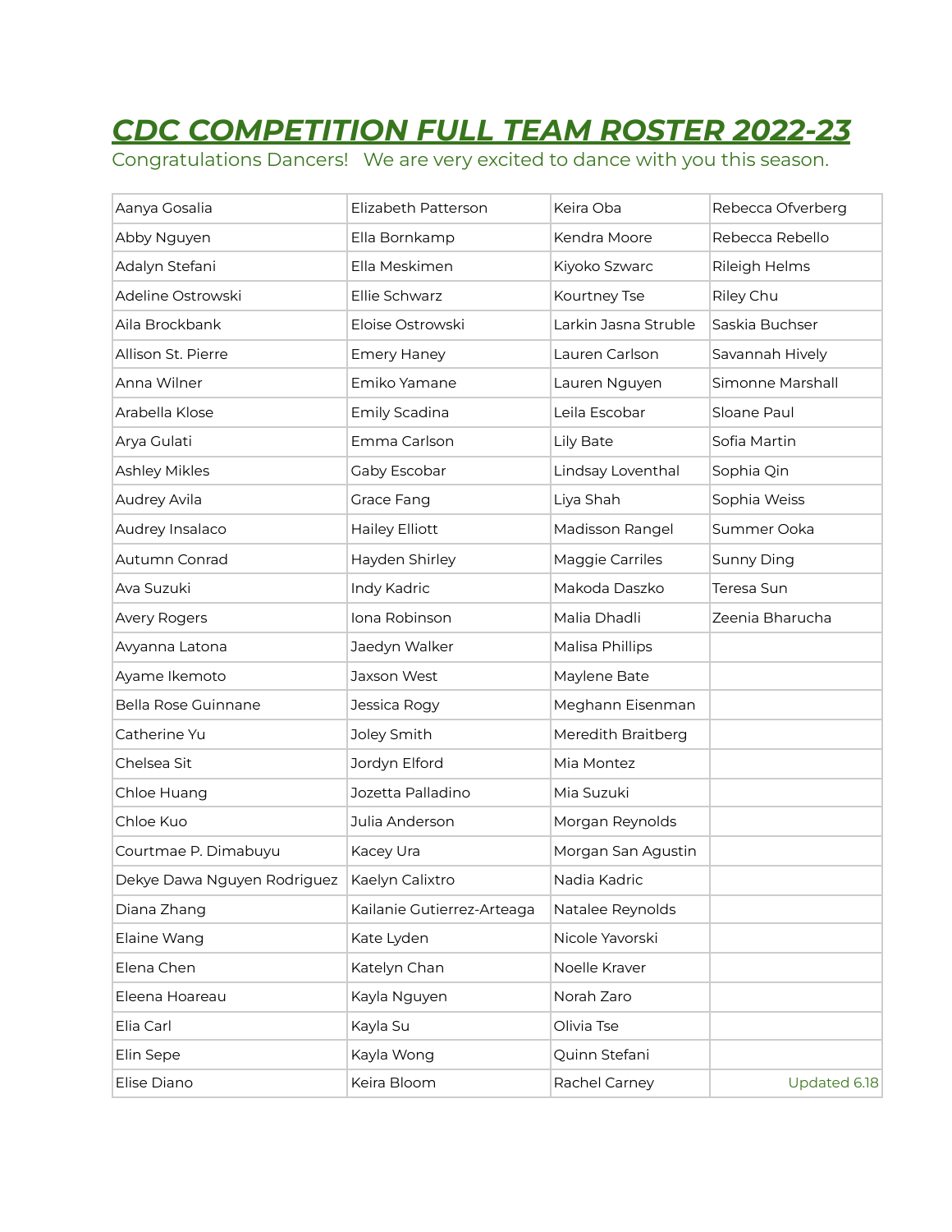# ***CDC COMPETITION FULL TEAM ROSTER 2022-23***

Congratulations Dancers!   We are very excited to dance with you this season.

| | | | |
|---|---|---|---|
| Aanya Gosalia | Elizabeth Patterson | Keira Oba | Rebecca Ofverberg |
| Abby Nguyen | Ella Bornkamp | Kendra Moore | Rebecca Rebello |
| Adalyn Stefani | Ella Meskimen | Kiyoko Szwarc | Rileigh Helms |
| Adeline Ostrowski | Ellie Schwarz | Kourtney Tse | Riley Chu |
| Aila Brockbank | Eloise Ostrowski | Larkin Jasna Struble | Saskia Buchser |
| Allison St. Pierre | Emery Haney | Lauren Carlson | Savannah Hively |
| Anna Wilner | Emiko Yamane | Lauren Nguyen | Simonne Marshall |
| Arabella Klose | Emily Scadina | Leila Escobar | Sloane Paul |
| Arya Gulati | Emma Carlson | Lily Bate | Sofia Martin |
| Ashley Mikles | Gaby Escobar | Lindsay Loventhal | Sophia Qin |
| Audrey Avila | Grace Fang | Liya Shah | Sophia Weiss |
| Audrey Insalaco | Hailey Elliott | Madisson Rangel | Summer Ooka |
| Autumn Conrad | Hayden Shirley | Maggie Carriles | Sunny Ding |
| Ava Suzuki | Indy Kadric | Makoda Daszko | Teresa Sun |
| Avery Rogers | Iona Robinson | Malia Dhadli | Zeenia Bharucha |
| Avyanna Latona | Jaedyn Walker | Malisa Phillips | |
| Ayame Ikemoto | Jaxson West | Maylene Bate | |
| Bella Rose Guinnane | Jessica Rogy | Meghann Eisenman | |
| Catherine Yu | Joley Smith | Meredith Braitberg | |
| Chelsea Sit | Jordyn Elford | Mia Montez | |
| Chloe Huang | Jozetta Palladino | Mia Suzuki | |
| Chloe Kuo | Julia Anderson | Morgan Reynolds | |
| Courtmae P. Dimabuyu | Kacey Ura | Morgan San Agustin | |
| Dekye Dawa Nguyen Rodriguez | Kaelyn Calixtro | Nadia Kadric | |
| Diana Zhang | Kailanie Gutierrez-Arteaga | Natalee Reynolds | |
| Elaine Wang | Kate Lyden | Nicole Yavorski | |
| Elena Chen | Katelyn Chan | Noelle Kraver | |
| Eleena Hoareau | Kayla Nguyen | Norah Zaro | |
| Elia Carl | Kayla Su | Olivia Tse | |
| Elin Sepe | Kayla Wong | Quinn Stefani | |
| Elise Diano | Keira Bloom | Rachel Carney | Updated 6.18 |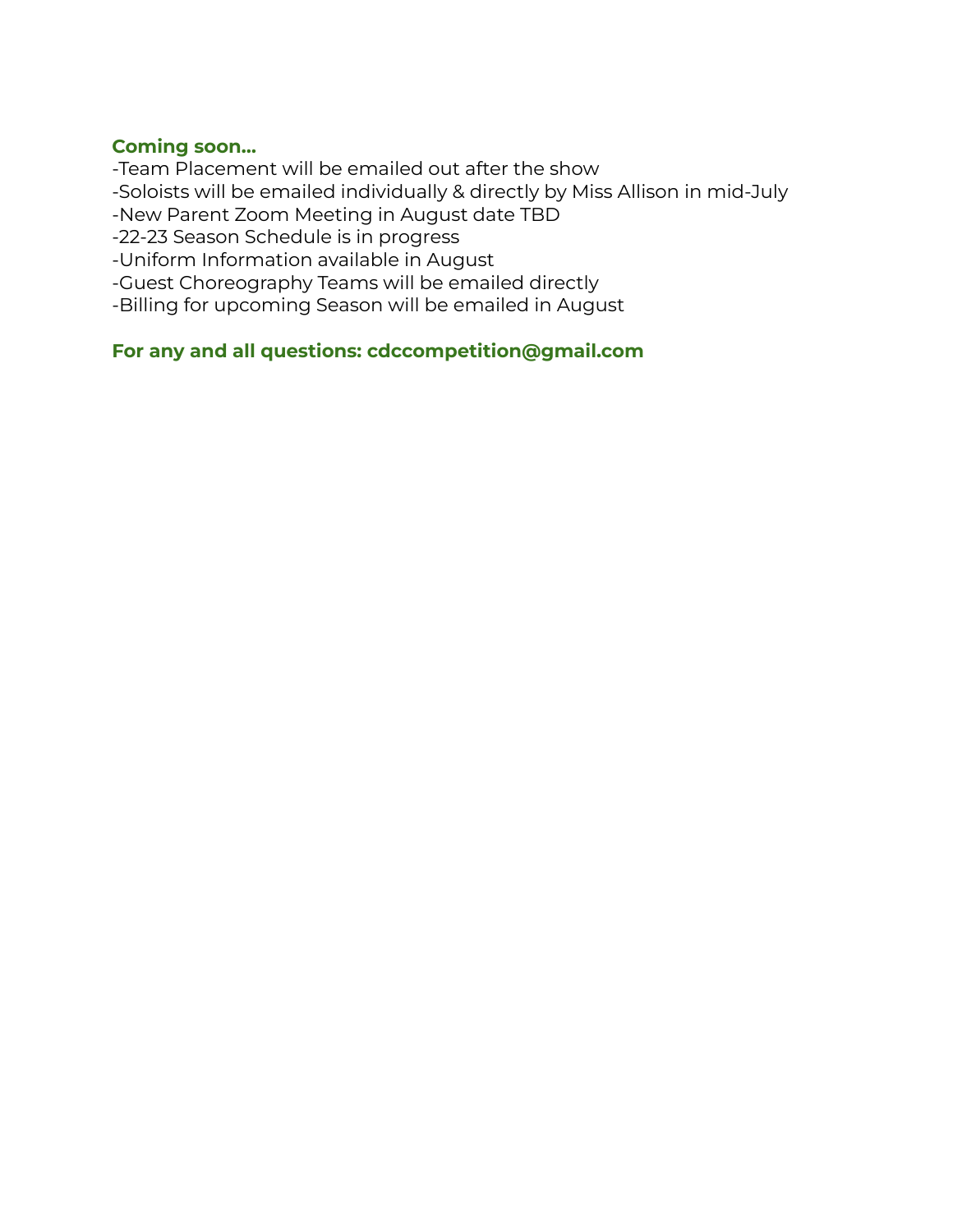**Coming soon…**

-Team Placement will be emailed out after the show
-Soloists will be emailed individually & directly by Miss Allison in mid-July
-New Parent Zoom Meeting in August date TBD
-22-23 Season Schedule is in progress
-Uniform Information available in August
-Guest Choreography Teams will be emailed directly
-Billing for upcoming Season will be emailed in August

**For any and all questions: cdccompetition@gmail.com**